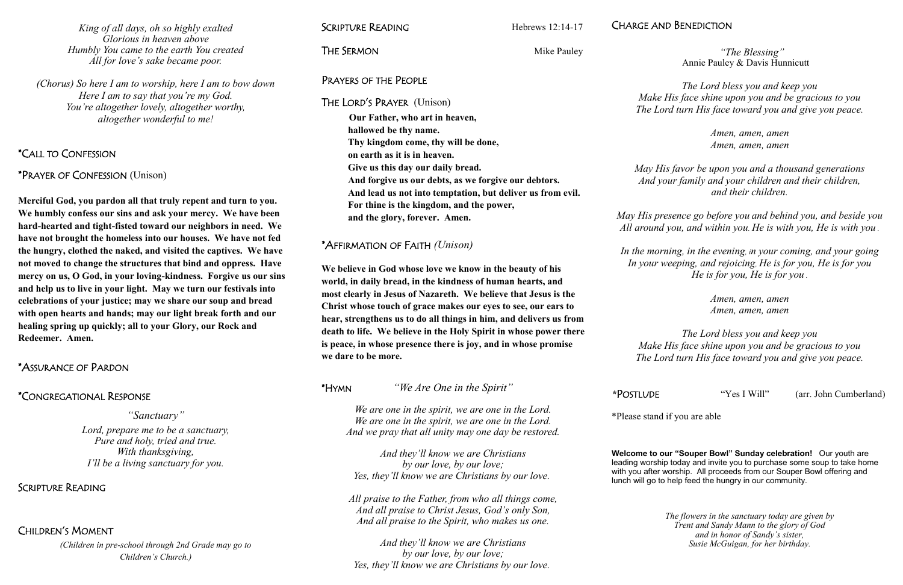*King of all days, oh so highly exalted*
*Glorious in heaven above*
*Humbly You came to the earth You created*
*All for love's sake became poor.*

*(Chorus) So here I am to worship, here I am to bow down*
*Here I am to say that you're my God.*
*You're altogether lovely, altogether worthy,*
*altogether wonderful to me!*

## *Call to Confession

## *Prayer of Confession (Unison)

**Merciful God, you pardon all that truly repent and turn to you. We humbly confess our sins and ask your mercy. We have been hard-hearted and tight-fisted toward our neighbors in need. We have not brought the homeless into our houses. We have not fed the hungry, clothed the naked, and visited the captives. We have not moved to change the structures that bind and oppress. Have mercy on us, O God, in your loving-kindness. Forgive us our sins and help us to live in your light. May we turn our festivals into celebrations of your justice; may we share our soup and bread with open hearts and hands; may our light break forth and our healing spring up quickly; all to your Glory, our Rock and Redeemer. Amen.**

## *Assurance of Pardon

## *Congregational Response

*"Sanctuary"*

*Lord, prepare me to be a sanctuary,*
*Pure and holy, tried and true.*
*With thanksgiving,*
*I'll be a living sanctuary for you.*

## Scripture Reading

## Children's Moment

*(Children in pre-school through 2nd Grade may go to Children's Church.)*

## Scripture Reading — Hebrews 12:14-17

## The Sermon — Mike Pauley

## Prayers of the People

## The Lord's Prayer (Unison)

**Our Father, who art in heaven,**
**hallowed be thy name.**
**Thy kingdom come, thy will be done,**
**on earth as it is in heaven.**
**Give us this day our daily bread.**
**And forgive us our debts, as we forgive our debtors.**
**And lead us not into temptation, but deliver us from evil.**
**For thine is the kingdom, and the power,**
**and the glory, forever. Amen.**

## *Affirmation of Faith *(Unison)*

**We believe in God whose love we know in the beauty of his world, in daily bread, in the kindness of human hearts, and most clearly in Jesus of Nazareth. We believe that Jesus is the Christ whose touch of grace makes our eyes to see, our ears to hear, strengthens us to do all things in him, and delivers us from death to life. We believe in the Holy Spirit in whose power there is peace, in whose presence there is joy, and in whose promise we dare to be more.**

## *Hymn *"We Are One in the Spirit"*

*We are one in the spirit, we are one in the Lord.*
*We are one in the spirit, we are one in the Lord.*
*And we pray that all unity may one day be restored.*

*And they'll know we are Christians*
*by our love, by our love;*
*Yes, they'll know we are Christians by our love.*

*All praise to the Father, from who all things come,*
*And all praise to Christ Jesus, God's only Son,*
*And all praise to the Spirit, who makes us one.*

*And they'll know we are Christians*
*by our love, by our love;*
*Yes, they'll know we are Christians by our love.*

## Charge and Benediction

*"The Blessing"*
Annie Pauley & Davis Hunnicutt

*The Lord bless you and keep you*
*Make His face shine upon you and be gracious to you*
*The Lord turn His face toward you and give you peace.*

*Amen, amen, amen*
*Amen, amen, amen*

*May His favor be upon you and a thousand generations*
*And your family and your children and their children,*
*and their children.*

*May His presence go before you and behind you, and beside you*
*All around you, and within you. He is with you, He is with you.*

*In the morning, in the evening, in your coming, and your going*
*In your weeping, and rejoicing, He is for you, He is for you*
*He is for you, He is for you.*

*Amen, amen, amen*
*Amen, amen, amen*

*The Lord bless you and keep you*
*Make His face shine upon you and be gracious to you*
*The Lord turn His face toward you and give you peace.*

## *Postlude — "Yes I Will" (arr. John Cumberland)

*Please stand if you are able

**Welcome to our "Souper Bowl" Sunday celebration!** Our youth are leading worship today and invite you to purchase some soup to take home with you after worship. All proceeds from our Souper Bowl offering and lunch will go to help feed the hungry in our community.

*The flowers in the sanctuary today are given by Trent and Sandy Mann to the glory of God and in honor of Sandy's sister, Susie McGuigan, for her birthday.*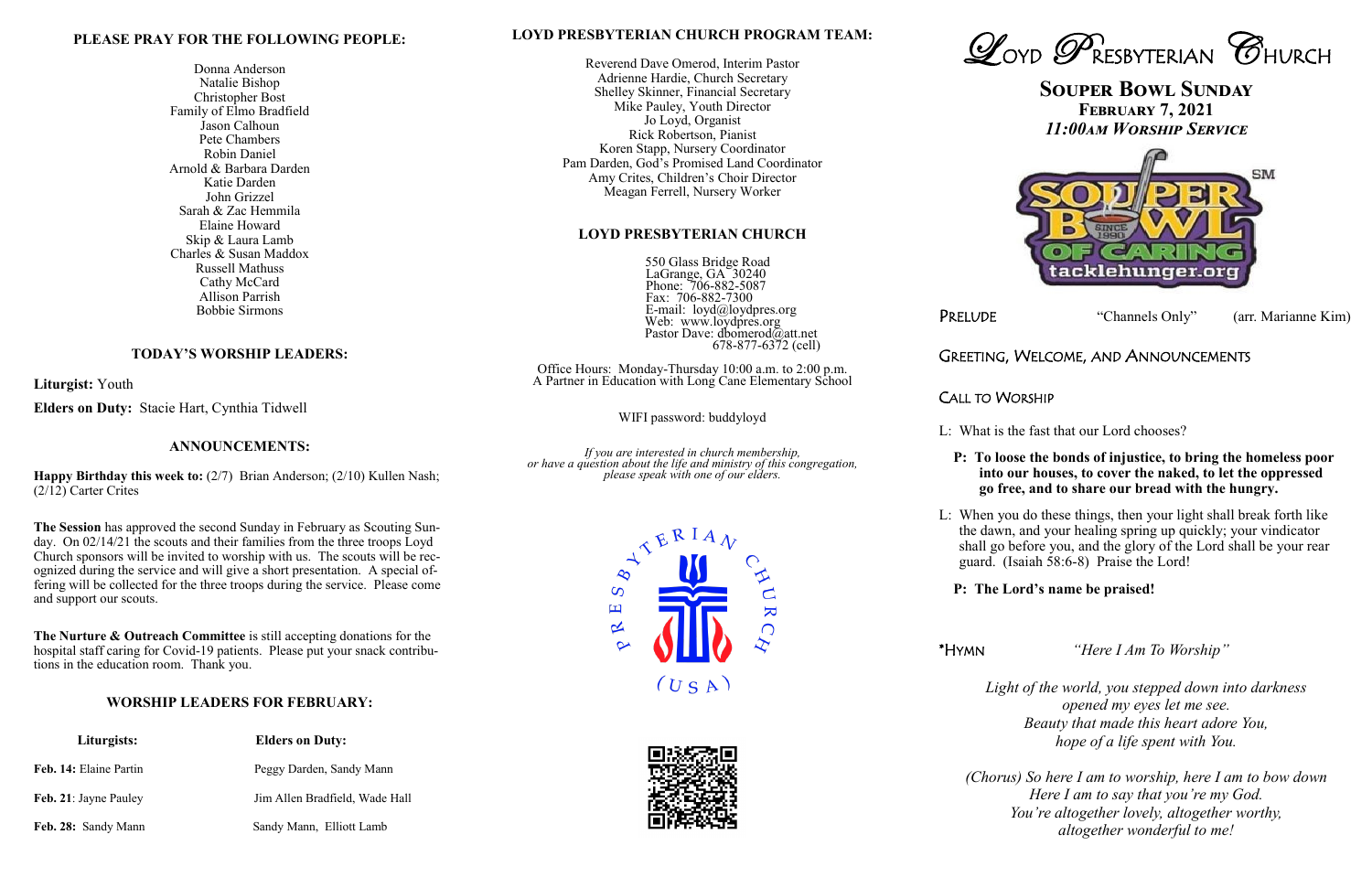**PLEASE PRAY FOR THE FOLLOWING PEOPLE:**

Donna Anderson
Natalie Bishop
Christopher Bost
Family of Elmo Bradfield
Jason Calhoun
Pete Chambers
Robin Daniel
Arnold & Barbara Darden
Katie Darden
John Grizzel
Sarah & Zac Hemmila
Elaine Howard
Skip & Laura Lamb
Charles & Susan Maddox
Russell Mathuss
Cathy McCard
Allison Parrish
Bobbie Sirmons

**TODAY'S WORSHIP LEADERS:**

**Liturgist:** Youth

**Elders on Duty:** Stacie Hart, Cynthia Tidwell

**ANNOUNCEMENTS:**

**Happy Birthday this week to:** (2/7) Brian Anderson; (2/10) Kullen Nash; (2/12) Carter Crites

**The Session** has approved the second Sunday in February as Scouting Sunday. On 02/14/21 the scouts and their families from the three troops Loyd Church sponsors will be invited to worship with us. The scouts will be recognized during the service and will give a short presentation. A special offering will be collected for the three troops during the service. Please come and support our scouts.

**The Nurture & Outreach Committee** is still accepting donations for the hospital staff caring for Covid-19 patients. Please put your snack contributions in the education room. Thank you.

**WORSHIP LEADERS FOR FEBRUARY:**

| Liturgists: | Elders on Duty: |
|---|---|
| **Feb. 14:** Elaine Partin | Peggy Darden, Sandy Mann |
| **Feb. 21**: Jayne Pauley | Jim Allen Bradfield, Wade Hall |
| **Feb. 28:** Sandy Mann | Sandy Mann, Elliott Lamb |

**LOYD PRESBYTERIAN CHURCH PROGRAM TEAM:**

Reverend Dave Omerod, Interim Pastor
Adrienne Hardie, Church Secretary
Shelley Skinner, Financial Secretary
Mike Pauley, Youth Director
Jo Loyd, Organist
Rick Robertson, Pianist
Koren Stapp, Nursery Coordinator
Pam Darden, God's Promised Land Coordinator
Amy Crites, Children's Choir Director
Meagan Ferrell, Nursery Worker

**LOYD PRESBYTERIAN CHURCH**

550 Glass Bridge Road
LaGrange, GA 30240
Phone: 706-882-5087
Fax: 706-882-7300
E-mail: loyd@loydpres.org
Web: www.loydpres.org
Pastor Dave: dbomerod@att.net
678-877-6372 (cell)

Office Hours: Monday-Thursday 10:00 a.m. to 2:00 p.m.
A Partner in Education with Long Cane Elementary School

WIFI password: buddyloyd

*If you are interested in church membership, or have a question about the life and ministry of this congregation, please speak with one of our elders.*

PRESBYTERIAN CHURCH (USA)

# LOYD PRESBYTERIAN CHURCH

## SOUPER BOWL SUNDAY
**FEBRUARY 7, 2021**
***11:00AM WORSHIP SERVICE***

SOUPER BOWL OF CARING SINCE 1990 tacklehunger.org SM

PRELUDE "Channels Only" (arr. Marianne Kim)

GREETING, WELCOME, AND ANNOUNCEMENTS

CALL TO WORSHIP

L: What is the fast that our Lord chooses?

**P: To loose the bonds of injustice, to bring the homeless poor into our houses, to cover the naked, to let the oppressed go free, and to share our bread with the hungry.**

L: When you do these things, then your light shall break forth like the dawn, and your healing spring up quickly; your vindicator shall go before you, and the glory of the Lord shall be your rear guard. (Isaiah 58:6-8) Praise the Lord!

**P: The Lord's name be praised!**

*HYMN *"Here I Am To Worship"*

*Light of the world, you stepped down into darkness*
*opened my eyes let me see.*
*Beauty that made this heart adore You,*
*hope of a life spent with You.*

*(Chorus) So here I am to worship, here I am to bow down*
*Here I am to say that you're my God.*
*You're altogether lovely, altogether worthy,*
*altogether wonderful to me!*